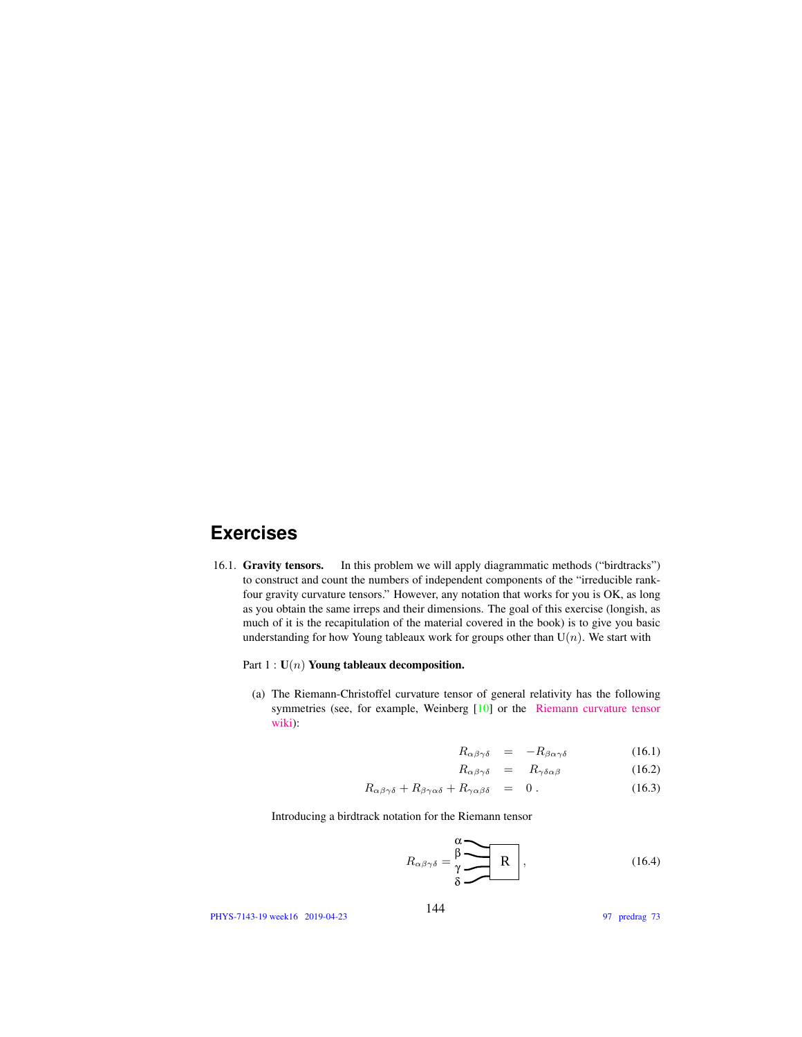## Exercises

16.1. **Gravity tensors.** In this problem we will apply diagrammatic methods ("birdtracks") to construct and count the numbers of independent components of the "irreducible rank-four gravity curvature tensors." However, any notation that works for you is OK, as long as you obtain the same irreps and their dimensions. The goal of this exercise (longish, as much of it is the recapitulation of the material covered in the book) is to give you basic understanding for how Young tableaux work for groups other than $\mathrm{U}(n)$. We start with

Part 1 : **$\mathbf{U}(n)$ Young tableaux decomposition.**

(a) The Riemann-Christoffel curvature tensor of general relativity has the following symmetries (see, for example, Weinberg [10] or the Riemann curvature tensor wiki):

$$R_{\alpha\beta\gamma\delta} = -R_{\beta\alpha\gamma\delta} \tag{16.1}$$

$$R_{\alpha\beta\gamma\delta} = R_{\gamma\delta\alpha\beta} \tag{16.2}$$

$$R_{\alpha\beta\gamma\delta} + R_{\beta\gamma\alpha\delta} + R_{\gamma\alpha\beta\delta} = 0\,. \tag{16.3}$$

Introducing a birdtrack notation for the Riemann tensor

$$R_{\alpha\beta\gamma\delta} = \begin{array}{l}\alpha\\\beta\\\gamma\\\delta\end{array}\!\!\!=\!\!\boxed{\;\mathrm{R}\;}\,, \tag{16.4}$$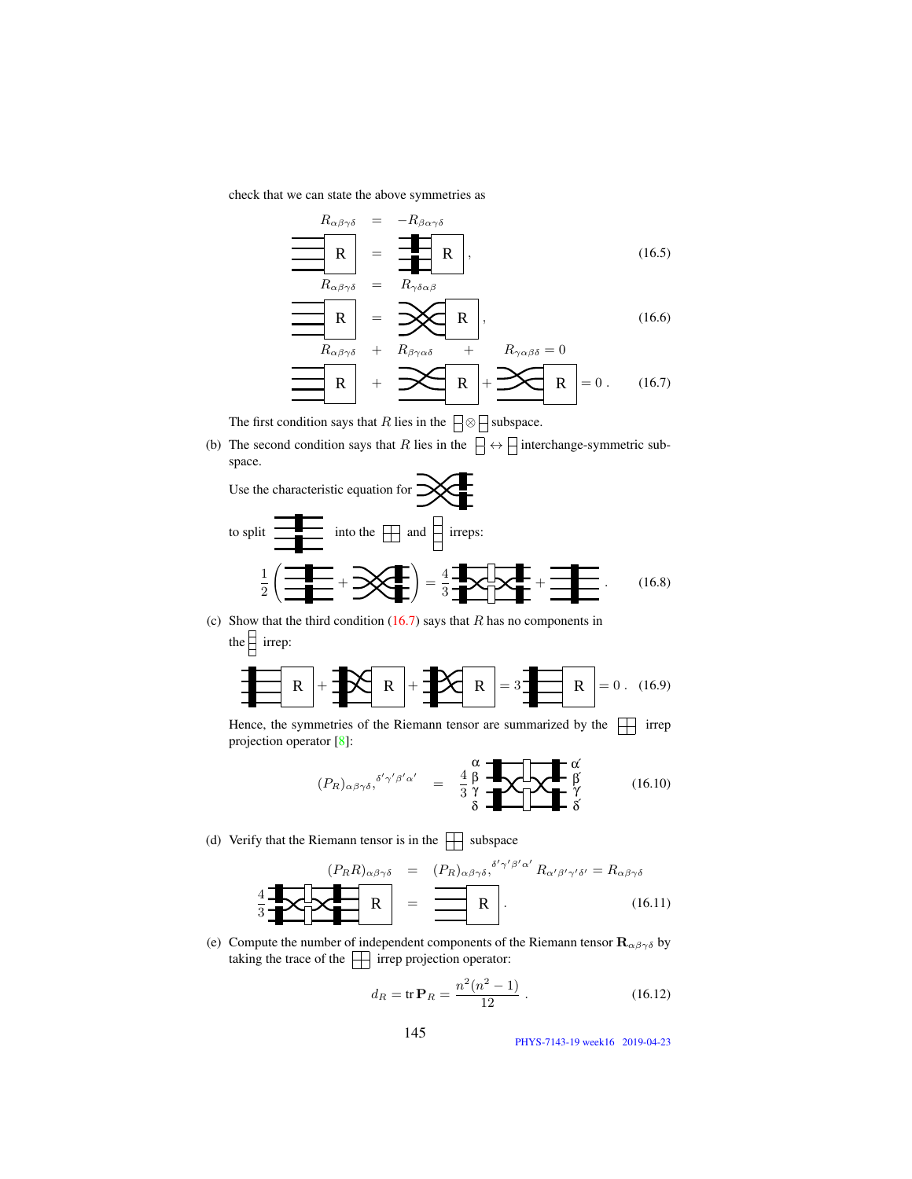check that we can state the above symmetries as

$$R_{\alpha\beta\gamma\delta} = -R_{\beta\alpha\gamma\delta} \tag{16.5}$$

$$R_{\alpha\beta\gamma\delta} = R_{\gamma\delta\alpha\beta} \tag{16.6}$$

$$R_{\alpha\beta\gamma\delta} + R_{\beta\gamma\alpha\delta} + R_{\gamma\alpha\beta\delta} = 0 \tag{16.7}$$

The first condition says that $R$ lies in the $\square\!\!\square \otimes \square\!\!\square$ subspace.

(b) The second condition says that $R$ lies in the $\square\!\!\square \leftrightarrow \square\!\!\square$ interchange-symmetric subspace.

Use the characteristic equation for (birdtrack) to split (birdtrack) into the $\boxplus$ and (column of four boxes) irreps:

$$\frac{1}{2}\left( \;\cdots\; + \;\cdots\; \right) = \frac{4}{3}\;\cdots\; + \;\cdots\; . \tag{16.8}$$

(c) Show that the third condition (16.7) says that $R$ has no components in the (column of four boxes) irrep:

$$\cdots + \cdots + \cdots = 3\;\cdots = 0 . \tag{16.9}$$

Hence, the symmetries of the Riemann tensor are summarized by the $\boxplus$ irrep projection operator [8]:

$$(P_R)_{\alpha\beta\gamma\delta,}{}^{\delta'\gamma'\beta'\alpha'} = \frac{4}{3}\;\cdots \tag{16.10}$$

(d) Verify that the Riemann tensor is in the $\boxplus$ subspace

$$(P_R R)_{\alpha\beta\gamma\delta} = (P_R)_{\alpha\beta\gamma\delta,}{}^{\delta'\gamma'\beta'\alpha'} R_{\alpha'\beta'\gamma'\delta'} = R_{\alpha\beta\gamma\delta} \tag{16.11}$$

(e) Compute the number of independent components of the Riemann tensor $\mathbf{R}_{\alpha\beta\gamma\delta}$ by taking the trace of the $\boxplus$ irrep projection operator:

$$d_R = \mathrm{tr}\,\mathbf{P}_R = \frac{n^2(n^2-1)}{12} . \tag{16.12}$$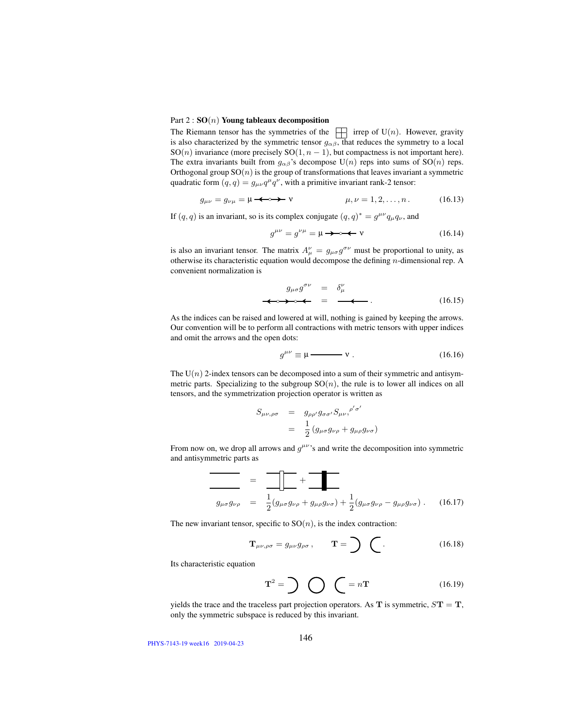Part 2 : **SO($n$) Young tableaux decomposition**

The Riemann tensor has the symmetries of the ⊞ irrep of U($n$). However, gravity is also characterized by the symmetric tensor $g_{\alpha\beta}$, that reduces the symmetry to a local SO($n$) invariance (more precisely SO($1, n-1$), but compactness is not important here). The extra invariants built from $g_{\alpha\beta}$'s decompose U($n$) reps into sums of SO($n$) reps. Orthogonal group SO($n$) is the group of transformations that leaves invariant a symmetric quadratic form $(q, q) = g_{\mu\nu} q^\mu q^\nu$, with a primitive invariant rank-2 tensor:

$$g_{\mu\nu} = g_{\nu\mu} = \mu \longleftarrow\!\circ\!\longrightarrow \nu \qquad\qquad \mu, \nu = 1, 2, \ldots, n\,. \tag{16.13}$$

If $(q, q)$ is an invariant, so is its complex conjugate $(q, q)^* = g^{\mu\nu} q_\mu q_\nu$, and

$$g^{\mu\nu} = g^{\nu\mu} = \mu \longrightarrow\!\circ\!\longleftarrow \nu \tag{16.14}$$

is also an invariant tensor. The matrix $A_\mu^\nu = g_{\mu\sigma} g^{\sigma\nu}$ must be proportional to unity, as otherwise its characteristic equation would decompose the defining $n$-dimensional rep. A convenient normalization is

$$\begin{aligned} g_{\mu\sigma} g^{\sigma\nu} &= \delta_\mu^\nu \\ \longleftarrow\!\circ\!\longrightarrow\!\circ\!\longleftarrow &= \longleftarrow\,. \end{aligned} \tag{16.15}$$

As the indices can be raised and lowered at will, nothing is gained by keeping the arrows. Our convention will be to perform all contractions with metric tensors with upper indices and omit the arrows and the open dots:

$$g^{\mu\nu} \equiv \mu \,\text{———}\, \nu\,. \tag{16.16}$$

The U($n$) 2-index tensors can be decomposed into a sum of their symmetric and antisymmetric parts. Specializing to the subgroup SO($n$), the rule is to lower all indices on all tensors, and the symmetrization projection operator is written as

$$\begin{aligned} S_{\mu\nu,\rho\sigma} &= g_{\rho\rho'} g_{\sigma\sigma'} S_{\mu\nu,}{}^{\rho'\sigma'} \\ &= \frac{1}{2}\left(g_{\mu\sigma} g_{\nu\rho} + g_{\mu\rho} g_{\nu\sigma}\right) \end{aligned}$$

From now on, we drop all arrows and $g^{\mu\nu}$'s and write the decomposition into symmetric and antisymmetric parts as

$$\begin{aligned} &\text{(identity)} = \text{(symmetrizer)} + \text{(antisymmetrizer)} \\ g_{\mu\sigma} g_{\nu\rho} &= \frac{1}{2}(g_{\mu\sigma} g_{\nu\rho} + g_{\mu\rho} g_{\nu\sigma}) + \frac{1}{2}(g_{\mu\sigma} g_{\nu\rho} - g_{\mu\rho} g_{\nu\sigma})\,. \end{aligned} \tag{16.17}$$

The new invariant tensor, specific to SO($n$), is the index contraction:

$$\mathbf{T}_{\mu\nu,\rho\sigma} = g_{\mu\nu} g_{\rho\sigma}\,, \qquad \mathbf{T} = \,\big)\;\big(\,. \tag{16.18}$$

Its characteristic equation

$$\mathbf{T}^2 = \,\big)\;\bigcirc\;\big(\, = n\mathbf{T} \tag{16.19}$$

yields the trace and the traceless part projection operators. As $\mathbf{T}$ is symmetric, $S\mathbf{T} = \mathbf{T}$, only the symmetric subspace is reduced by this invariant.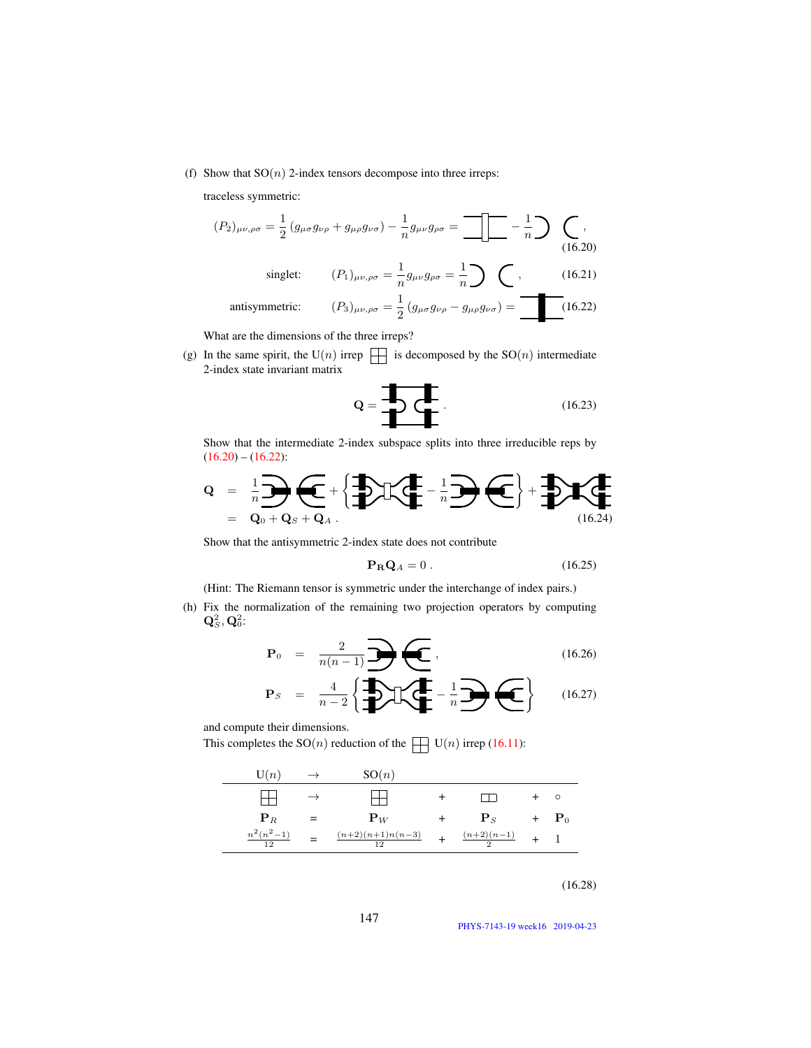(f) Show that SO($n$) 2-index tensors decompose into three irreps:

traceless symmetric:

$$(P_2)_{\mu\nu,\rho\sigma} = \frac{1}{2}\left(g_{\mu\sigma}g_{\nu\rho} + g_{\mu\rho}g_{\nu\sigma}\right) - \frac{1}{n}g_{\mu\nu}g_{\rho\sigma} = \quad - \frac{1}{n} \quad , \tag{16.20}$$

$$\text{singlet:} \qquad (P_1)_{\mu\nu,\rho\sigma} = \frac{1}{n}g_{\mu\nu}g_{\rho\sigma} = \frac{1}{n} \quad , \tag{16.21}$$

$$\text{antisymmetric:} \qquad (P_3)_{\mu\nu,\rho\sigma} = \frac{1}{2}\left(g_{\mu\sigma}g_{\nu\rho} - g_{\mu\rho}g_{\nu\sigma}\right) = \tag{16.22}$$

What are the dimensions of the three irreps?

(g) In the same spirit, the U($n$) irrep ⊞ is decomposed by the SO($n$) intermediate 2-index state invariant matrix

$$\mathbf{Q} = \quad . \tag{16.23}$$

Show that the intermediate 2-index subspace splits into three irreducible reps by (16.20) – (16.22):

$$\begin{aligned} \mathbf{Q} &= \frac{1}{n} \quad + \left\{ \quad - \frac{1}{n} \quad \right\} + \\ &= \mathbf{Q}_0 + \mathbf{Q}_S + \mathbf{Q}_A \,. \end{aligned} \tag{16.24}$$

Show that the antisymmetric 2-index state does not contribute

$$\mathbf{P_R}\mathbf{Q}_A = 0\,. \tag{16.25}$$

(Hint: The Riemann tensor is symmetric under the interchange of index pairs.)

(h) Fix the normalization of the remaining two projection operators by computing $\mathbf{Q}_S^2, \mathbf{Q}_0^2$:

$$\mathbf{P}_0 = \frac{2}{n(n-1)} \quad , \tag{16.26}$$

$$\mathbf{P}_S = \frac{4}{n-2}\left\{ \quad - \frac{1}{n} \quad \right\} \tag{16.27}$$

and compute their dimensions.

This completes the SO($n$) reduction of the ⊞ U($n$) irrep (16.11):

| U($n$) | → | SO($n$) | | | | |
|---|---|---|---|---|---|---|
| ⊞ | → | ⊞ | + | ▭▭ | + | ∘ |
| $\mathbf{P}_R$ | = | $\mathbf{P}_W$ | + | $\mathbf{P}_S$ | + | $\mathbf{P}_0$ |
| $\frac{n^2(n^2-1)}{12}$ | = | $\frac{(n+2)(n+1)n(n-3)}{12}$ | + | $\frac{(n+2)(n-1)}{2}$ | + | 1 |

(16.28)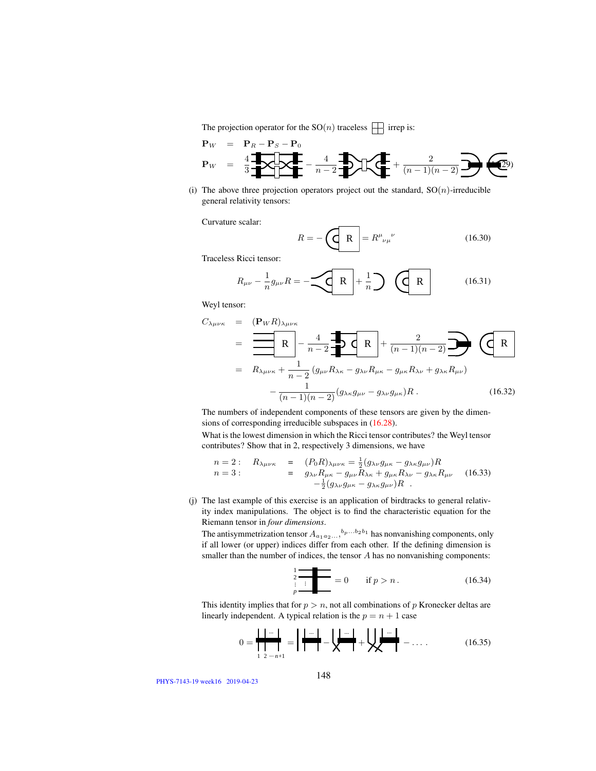The projection operator for the SO$(n)$ traceless ⊞ irrep is:

$$\mathbf{P}_W = \mathbf{P}_R - \mathbf{P}_S - \mathbf{P}_0$$

$$\mathbf{P}_W = \frac{4}{3}[\text{birdtrack}] - \frac{4}{n-2}[\text{birdtrack}] + \frac{2}{(n-1)(n-2)}[\text{birdtrack}] \qquad (16.29)$$

(i) The above three projection operators project out the standard, SO$(n)$-irreducible general relativity tensors:

Curvature scalar:

$$R = -[\text{birdtrack R}] = R^{\mu}{}_{\nu\mu}{}^{\nu} \qquad (16.30)$$

Traceless Ricci tensor:

$$R_{\mu\nu} - \frac{1}{n}g_{\mu\nu}R = -[\text{birdtrack R}] + \frac{1}{n}[\text{birdtrack R}] \qquad (16.31)$$

Weyl tensor:

$$\begin{aligned}
C_{\lambda\mu\nu\kappa} &= (\mathbf{P}_W R)_{\lambda\mu\nu\kappa} \\
&= [\text{birdtrack R}] - \frac{4}{n-2}[\text{birdtrack R}] + \frac{2}{(n-1)(n-2)}[\text{birdtrack R}] \\
&= R_{\lambda\mu\nu\kappa} + \frac{1}{n-2}\left(g_{\mu\nu}R_{\lambda\kappa} - g_{\lambda\nu}R_{\mu\kappa} - g_{\mu\kappa}R_{\lambda\nu} + g_{\lambda\kappa}R_{\mu\nu}\right) \\
&\quad - \frac{1}{(n-1)(n-2)}(g_{\lambda\kappa}g_{\mu\nu} - g_{\lambda\nu}g_{\mu\kappa})R\,. \qquad (16.32)
\end{aligned}$$

The numbers of independent components of these tensors are given by the dimensions of corresponding irreducible subspaces in (16.28).

What is the lowest dimension in which the Ricci tensor contributes? the Weyl tensor contributes? Show that in 2, respectively 3 dimensions, we have

$$\begin{aligned}
n=2: \quad R_{\lambda\mu\nu\kappa} &= (P_0R)_{\lambda\mu\nu\kappa} = \tfrac{1}{2}(g_{\lambda\nu}g_{\mu\kappa} - g_{\lambda\kappa}g_{\mu\nu})R \\
n=3: \quad &= g_{\lambda\nu}R_{\mu\kappa} - g_{\mu\nu}R_{\lambda\kappa} + g_{\mu\kappa}R_{\lambda\nu} - g_{\lambda\kappa}R_{\mu\nu} \qquad (16.33)\\
&\quad -\tfrac{1}{2}(g_{\lambda\nu}g_{\mu\kappa} - g_{\lambda\kappa}g_{\mu\nu})R\,.
\end{aligned}$$

(j) The last example of this exercise is an application of birdtracks to general relativity index manipulations. The object is to find the characteristic equation for the Riemann tensor in *four dimensions*.

The antisymmetrization tensor $A_{a_1a_2\ldots,}{}^{b_p\ldots b_2b_1}$ has nonvanishing components, only if all lower (or upper) indices differ from each other. If the defining dimension is smaller than the number of indices, the tensor $A$ has no nonvanishing components:

$$[\text{birdtrack with lines } 1,2,\ldots,p] = 0 \qquad \text{if } p > n\,. \qquad (16.34)$$

This identity implies that for $p > n$, not all combinations of $p$ Kronecker deltas are linearly independent. A typical relation is the $p = n+1$ case

$$0 = [\text{birdtrack } 1\ 2 \cdots n{+}1] = [\text{birdtrack}] - [\text{birdtrack}] + [\text{birdtrack}] - \ldots\,. \qquad (16.35)$$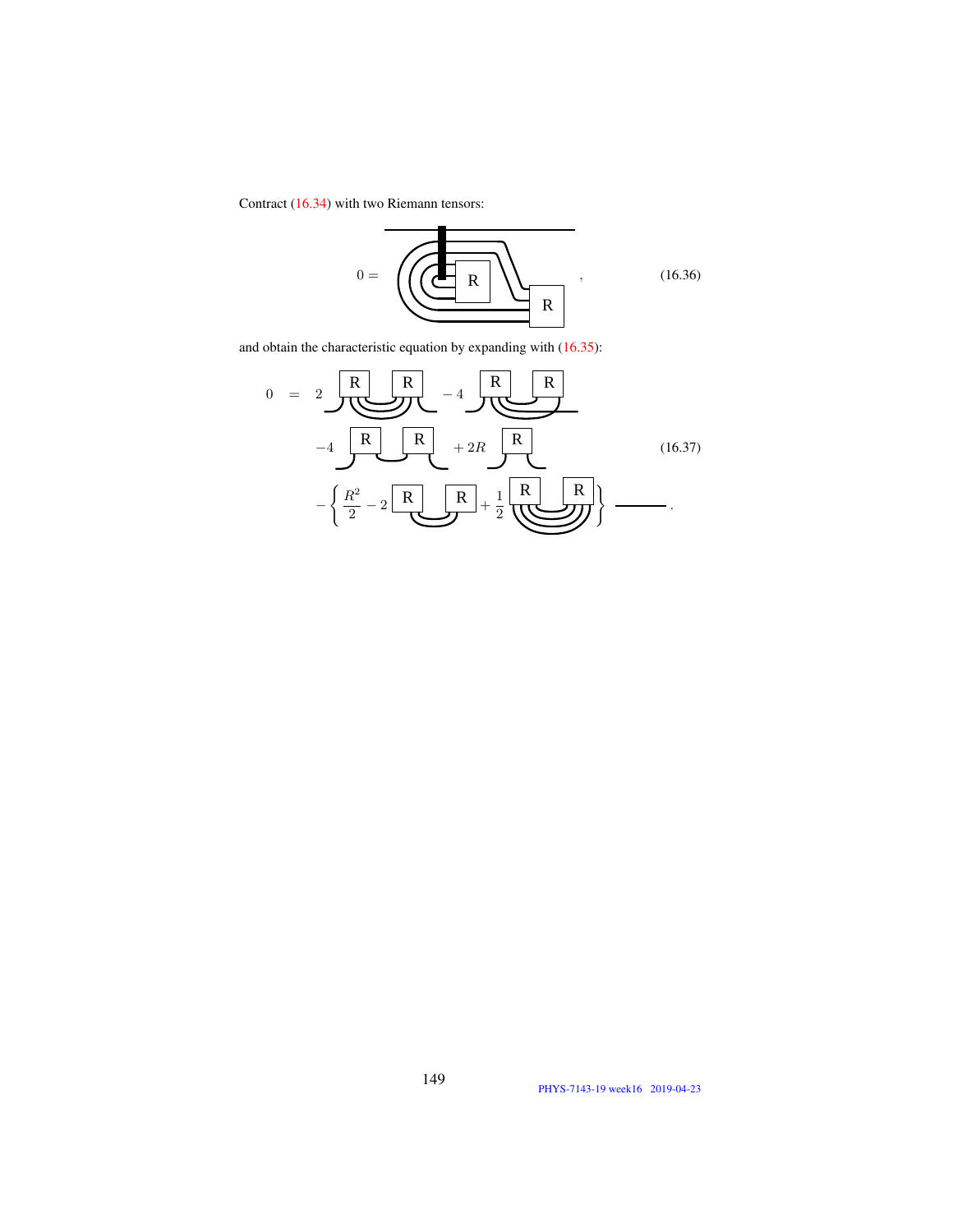Contract (16.34) with two Riemann tensors:

$$0 = \qquad , \tag{16.36}$$

and obtain the characteristic equation by expanding with (16.35):

$$
\begin{aligned}
0 \;=\;& 2 \quad - 4 \\
& -4 \quad + 2R \\
& - \left\{ \frac{R^2}{2} - 2 \quad + \frac{1}{2} \right\} \quad .
\end{aligned}
\tag{16.37}
$$